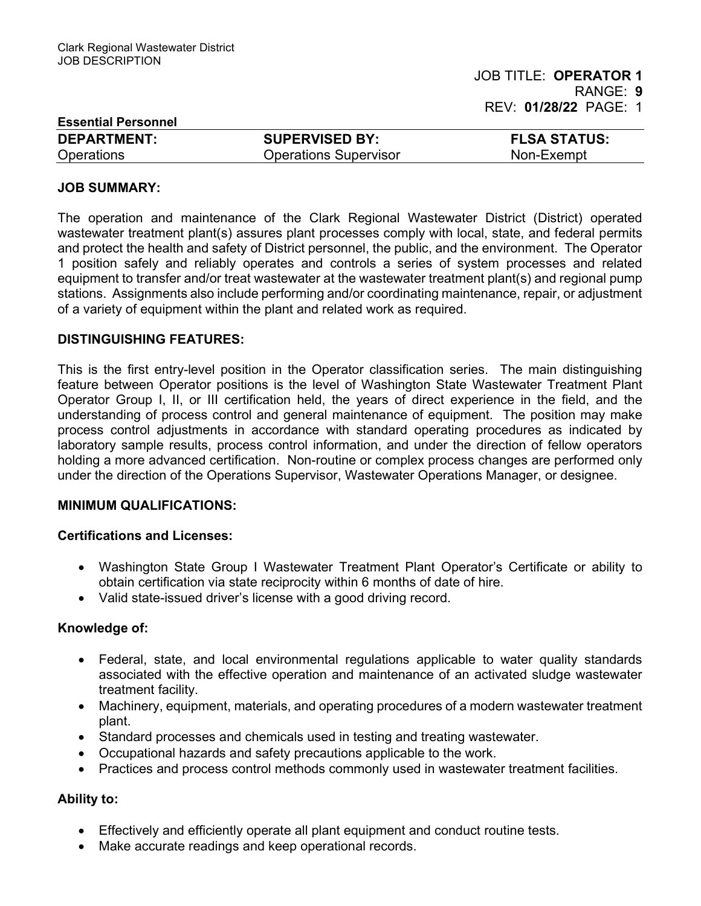Clark Regional Wastewater District
JOB DESCRIPTION

JOB TITLE: **OPERATOR 1**
RANGE: **9**
REV: **01/28/22**

**Essential Personnel**

| **DEPARTMENT:** | **SUPERVISED BY:** | **FLSA STATUS:** |
|---|---|---|
| Operations | Operations Supervisor | Non-Exempt |

## JOB SUMMARY:

The operation and maintenance of the Clark Regional Wastewater District (District) operated wastewater treatment plant(s) assures plant processes comply with local, state, and federal permits and protect the health and safety of District personnel, the public, and the environment. The Operator 1 position safely and reliably operates and controls a series of system processes and related equipment to transfer and/or treat wastewater at the wastewater treatment plant(s) and regional pump stations. Assignments also include performing and/or coordinating maintenance, repair, or adjustment of a variety of equipment within the plant and related work as required.

## DISTINGUISHING FEATURES:

This is the first entry-level position in the Operator classification series. The main distinguishing feature between Operator positions is the level of Washington State Wastewater Treatment Plant Operator Group I, II, or III certification held, the years of direct experience in the field, and the understanding of process control and general maintenance of equipment. The position may make process control adjustments in accordance with standard operating procedures as indicated by laboratory sample results, process control information, and under the direction of fellow operators holding a more advanced certification. Non-routine or complex process changes are performed only under the direction of the Operations Supervisor, Wastewater Operations Manager, or designee.

## MINIMUM QUALIFICATIONS:

### Certifications and Licenses:

- Washington State Group I Wastewater Treatment Plant Operator's Certificate or ability to obtain certification via state reciprocity within 6 months of date of hire.
- Valid state-issued driver's license with a good driving record.

### Knowledge of:

- Federal, state, and local environmental regulations applicable to water quality standards associated with the effective operation and maintenance of an activated sludge wastewater treatment facility.
- Machinery, equipment, materials, and operating procedures of a modern wastewater treatment plant.
- Standard processes and chemicals used in testing and treating wastewater.
- Occupational hazards and safety precautions applicable to the work.
- Practices and process control methods commonly used in wastewater treatment facilities.

### Ability to:

- Effectively and efficiently operate all plant equipment and conduct routine tests.
- Make accurate readings and keep operational records.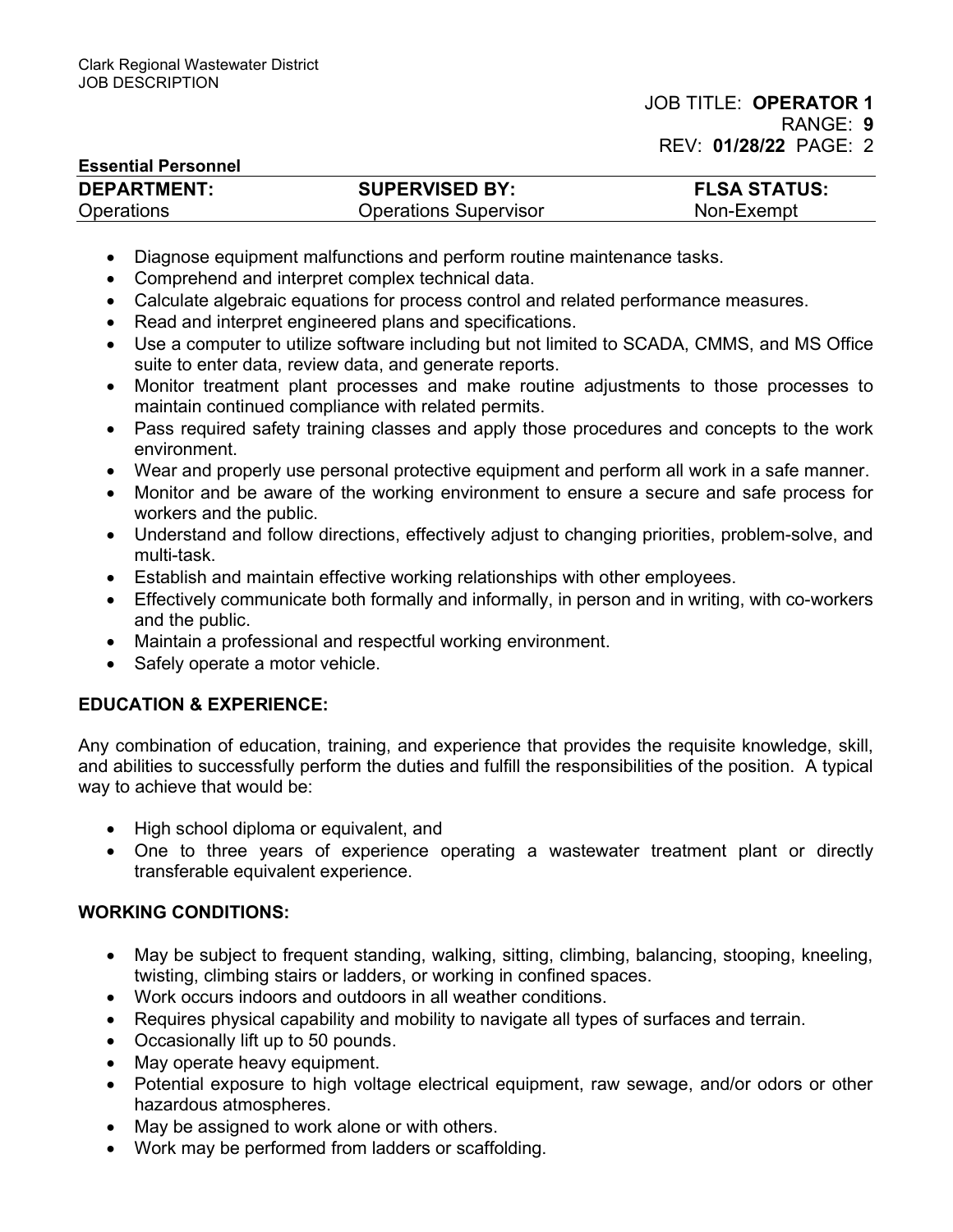**Essential Personnel**

| DEPARTMENT: | SUPERVISED BY: | FLSA STATUS: |
|---|---|---|
| Operations | Operations Supervisor | Non-Exempt |

- Diagnose equipment malfunctions and perform routine maintenance tasks.
- Comprehend and interpret complex technical data.
- Calculate algebraic equations for process control and related performance measures.
- Read and interpret engineered plans and specifications.
- Use a computer to utilize software including but not limited to SCADA, CMMS, and MS Office suite to enter data, review data, and generate reports.
- Monitor treatment plant processes and make routine adjustments to those processes to maintain continued compliance with related permits.
- Pass required safety training classes and apply those procedures and concepts to the work environment.
- Wear and properly use personal protective equipment and perform all work in a safe manner.
- Monitor and be aware of the working environment to ensure a secure and safe process for workers and the public.
- Understand and follow directions, effectively adjust to changing priorities, problem-solve, and multi-task.
- Establish and maintain effective working relationships with other employees.
- Effectively communicate both formally and informally, in person and in writing, with co-workers and the public.
- Maintain a professional and respectful working environment.
- Safely operate a motor vehicle.

## EDUCATION & EXPERIENCE:

Any combination of education, training, and experience that provides the requisite knowledge, skill, and abilities to successfully perform the duties and fulfill the responsibilities of the position. A typical way to achieve that would be:

- High school diploma or equivalent, and
- One to three years of experience operating a wastewater treatment plant or directly transferable equivalent experience.

## WORKING CONDITIONS:

- May be subject to frequent standing, walking, sitting, climbing, balancing, stooping, kneeling, twisting, climbing stairs or ladders, or working in confined spaces.
- Work occurs indoors and outdoors in all weather conditions.
- Requires physical capability and mobility to navigate all types of surfaces and terrain.
- Occasionally lift up to 50 pounds.
- May operate heavy equipment.
- Potential exposure to high voltage electrical equipment, raw sewage, and/or odors or other hazardous atmospheres.
- May be assigned to work alone or with others.
- Work may be performed from ladders or scaffolding.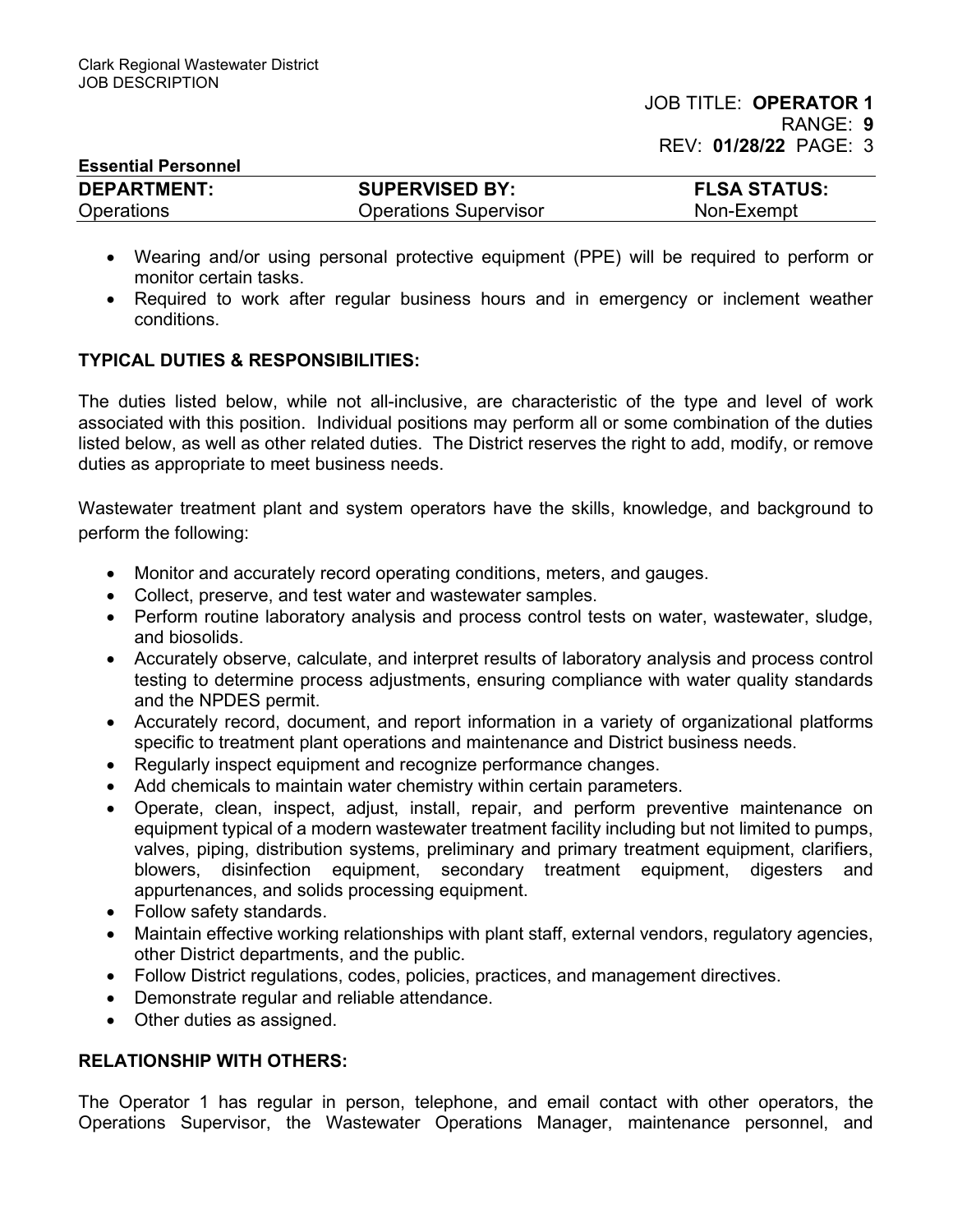- Wearing and/or using personal protective equipment (PPE) will be required to perform or monitor certain tasks.
- Required to work after regular business hours and in emergency or inclement weather conditions.

## TYPICAL DUTIES & RESPONSIBILITIES:

The duties listed below, while not all-inclusive, are characteristic of the type and level of work associated with this position. Individual positions may perform all or some combination of the duties listed below, as well as other related duties. The District reserves the right to add, modify, or remove duties as appropriate to meet business needs.

Wastewater treatment plant and system operators have the skills, knowledge, and background to perform the following:

- Monitor and accurately record operating conditions, meters, and gauges.
- Collect, preserve, and test water and wastewater samples.
- Perform routine laboratory analysis and process control tests on water, wastewater, sludge, and biosolids.
- Accurately observe, calculate, and interpret results of laboratory analysis and process control testing to determine process adjustments, ensuring compliance with water quality standards and the NPDES permit.
- Accurately record, document, and report information in a variety of organizational platforms specific to treatment plant operations and maintenance and District business needs.
- Regularly inspect equipment and recognize performance changes.
- Add chemicals to maintain water chemistry within certain parameters.
- Operate, clean, inspect, adjust, install, repair, and perform preventive maintenance on equipment typical of a modern wastewater treatment facility including but not limited to pumps, valves, piping, distribution systems, preliminary and primary treatment equipment, clarifiers, blowers, disinfection equipment, secondary treatment equipment, digesters and appurtenances, and solids processing equipment.
- Follow safety standards.
- Maintain effective working relationships with plant staff, external vendors, regulatory agencies, other District departments, and the public.
- Follow District regulations, codes, policies, practices, and management directives.
- Demonstrate regular and reliable attendance.
- Other duties as assigned.

## RELATIONSHIP WITH OTHERS:

The Operator 1 has regular in person, telephone, and email contact with other operators, the Operations Supervisor, the Wastewater Operations Manager, maintenance personnel, and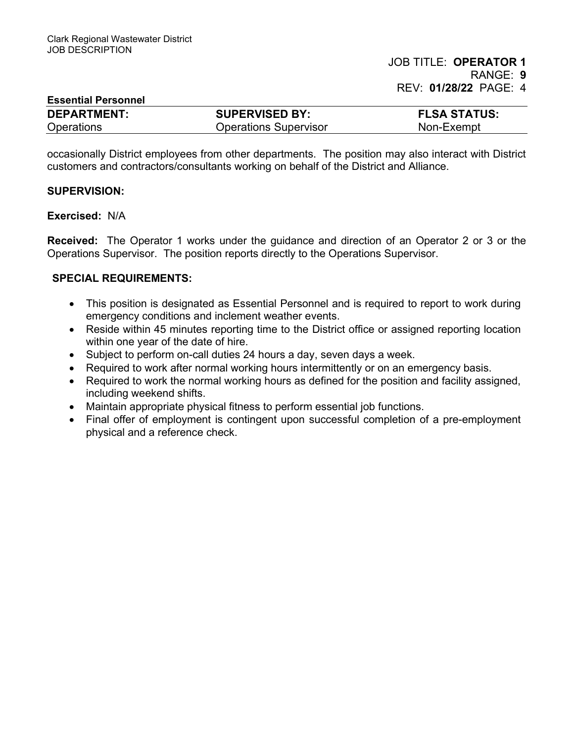occasionally District employees from other departments. The position may also interact with District customers and contractors/consultants working on behalf of the District and Alliance.

**SUPERVISION:**

**Exercised:** N/A

**Received:** The Operator 1 works under the guidance and direction of an Operator 2 or 3 or the Operations Supervisor. The position reports directly to the Operations Supervisor.

**SPECIAL REQUIREMENTS:**

- This position is designated as Essential Personnel and is required to report to work during emergency conditions and inclement weather events.
- Reside within 45 minutes reporting time to the District office or assigned reporting location within one year of the date of hire.
- Subject to perform on-call duties 24 hours a day, seven days a week.
- Required to work after normal working hours intermittently or on an emergency basis.
- Required to work the normal working hours as defined for the position and facility assigned, including weekend shifts.
- Maintain appropriate physical fitness to perform essential job functions.
- Final offer of employment is contingent upon successful completion of a pre-employment physical and a reference check.